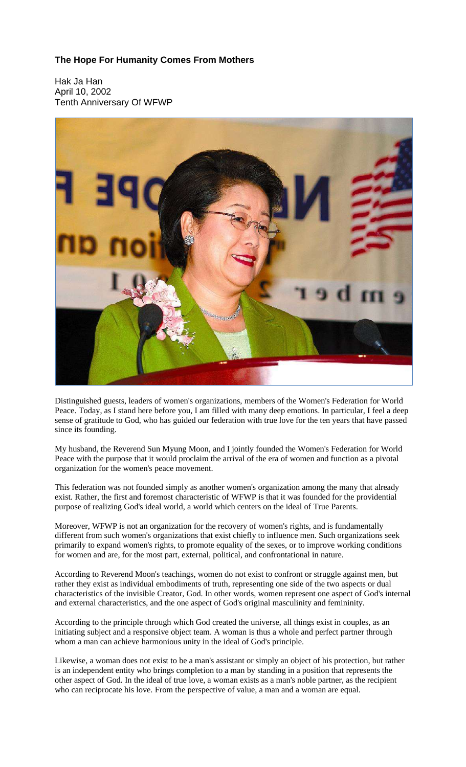**The Hope For Humanity Comes From Mothers**

Hak Ja Han
April 10, 2002
Tenth Anniversary Of WFWP

Distinguished guests, leaders of women's organizations, members of the Women's Federation for World Peace. Today, as I stand here before you, I am filled with many deep emotions. In particular, I feel a deep sense of gratitude to God, who has guided our federation with true love for the ten years that have passed since its founding.

My husband, the Reverend Sun Myung Moon, and I jointly founded the Women's Federation for World Peace with the purpose that it would proclaim the arrival of the era of women and function as a pivotal organization for the women's peace movement.

This federation was not founded simply as another women's organization among the many that already exist. Rather, the first and foremost characteristic of WFWP is that it was founded for the providential purpose of realizing God's ideal world, a world which centers on the ideal of True Parents.

Moreover, WFWP is not an organization for the recovery of women's rights, and is fundamentally different from such women's organizations that exist chiefly to influence men. Such organizations seek primarily to expand women's rights, to promote equality of the sexes, or to improve working conditions for women and are, for the most part, external, political, and confrontational in nature.

According to Reverend Moon's teachings, women do not exist to confront or struggle against men, but rather they exist as individual embodiments of truth, representing one side of the two aspects or dual characteristics of the invisible Creator, God. In other words, women represent one aspect of God's internal and external characteristics, and the one aspect of God's original masculinity and femininity.

According to the principle through which God created the universe, all things exist in couples, as an initiating subject and a responsive object team. A woman is thus a whole and perfect partner through whom a man can achieve harmonious unity in the ideal of God's principle.

Likewise, a woman does not exist to be a man's assistant or simply an object of his protection, but rather is an independent entity who brings completion to a man by standing in a position that represents the other aspect of God. In the ideal of true love, a woman exists as a man's noble partner, as the recipient who can reciprocate his love. From the perspective of value, a man and a woman are equal.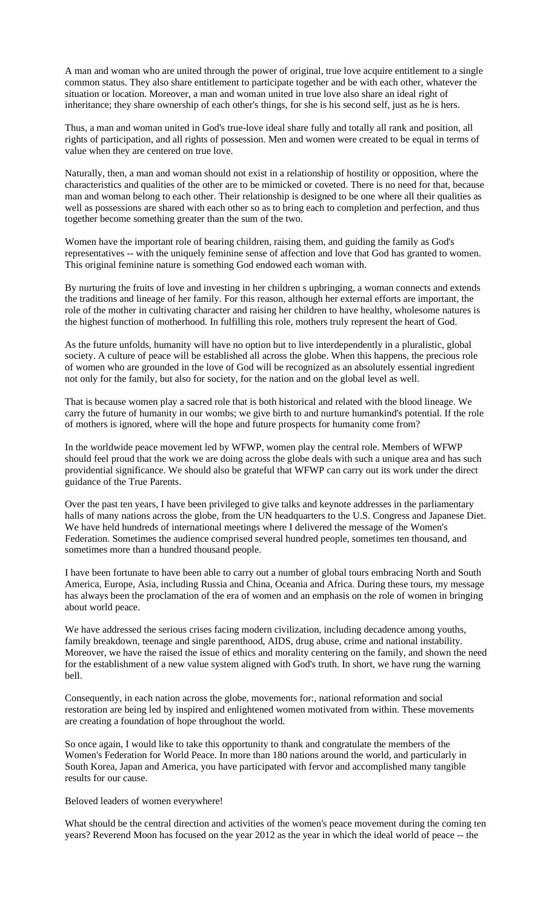A man and woman who are united through the power of original, true love acquire entitlement to a single common status. They also share entitlement to participate together and be with each other, whatever the situation or location. Moreover, a man and woman united in true love also share an ideal right of inheritance; they share ownership of each other's things, for she is his second self, just as he is hers.

Thus, a man and woman united in God's true-love ideal share fully and totally all rank and position, all rights of participation, and all rights of possession. Men and women were created to be equal in terms of value when they are centered on true love.

Naturally, then, a man and woman should not exist in a relationship of hostility or opposition, where the characteristics and qualities of the other are to be mimicked or coveted. There is no need for that, because man and woman belong to each other. Their relationship is designed to be one where all their qualities as well as possessions are shared with each other so as to bring each to completion and perfection, and thus together become something greater than the sum of the two.

Women have the important role of bearing children, raising them, and guiding the family as God's representatives -- with the uniquely feminine sense of affection and love that God has granted to women. This original feminine nature is something God endowed each woman with.

By nurturing the fruits of love and investing in her children s upbringing, a woman connects and extends the traditions and lineage of her family. For this reason, although her external efforts are important, the role of the mother in cultivating character and raising her children to have healthy, wholesome natures is the highest function of motherhood. In fulfilling this role, mothers truly represent the heart of God.

As the future unfolds, humanity will have no option but to live interdependently in a pluralistic, global society. A culture of peace will be established all across the globe. When this happens, the precious role of women who are grounded in the love of God will be recognized as an absolutely essential ingredient not only for the family, but also for society, for the nation and on the global level as well.

That is because women play a sacred role that is both historical and related with the blood lineage. We carry the future of humanity in our wombs; we give birth to and nurture humankind's potential. If the role of mothers is ignored, where will the hope and future prospects for humanity come from?

In the worldwide peace movement led by WFWP, women play the central role. Members of WFWP should feel proud that the work we are doing across the globe deals with such a unique area and has such providential significance. We should also be grateful that WFWP can carry out its work under the direct guidance of the True Parents.

Over the past ten years, I have been privileged to give talks and keynote addresses in the parliamentary halls of many nations across the globe, from the UN headquarters to the U.S. Congress and Japanese Diet. We have held hundreds of international meetings where I delivered the message of the Women's Federation. Sometimes the audience comprised several hundred people, sometimes ten thousand, and sometimes more than a hundred thousand people.

I have been fortunate to have been able to carry out a number of global tours embracing North and South America, Europe, Asia, including Russia and China, Oceania and Africa. During these tours, my message has always been the proclamation of the era of women and an emphasis on the role of women in bringing about world peace.

We have addressed the serious crises facing modern civilization, including decadence among youths, family breakdown, teenage and single parenthood, AIDS, drug abuse, crime and national instability. Moreover, we have the raised the issue of ethics and morality centering on the family, and shown the need for the establishment of a new value system aligned with God's truth. In short, we have rung the warning bell.

Consequently, in each nation across the globe, movements for:, national reformation and social restoration are being led by inspired and enlightened women motivated from within. These movements are creating a foundation of hope throughout the world.

So once again, I would like to take this opportunity to thank and congratulate the members of the Women's Federation for World Peace. In more than 180 nations around the world, and particularly in South Korea, Japan and America, you have participated with fervor and accomplished many tangible results for our cause.

Beloved leaders of women everywhere!

What should be the central direction and activities of the women's peace movement during the coming ten years? Reverend Moon has focused on the year 2012 as the year in which the ideal world of peace -- the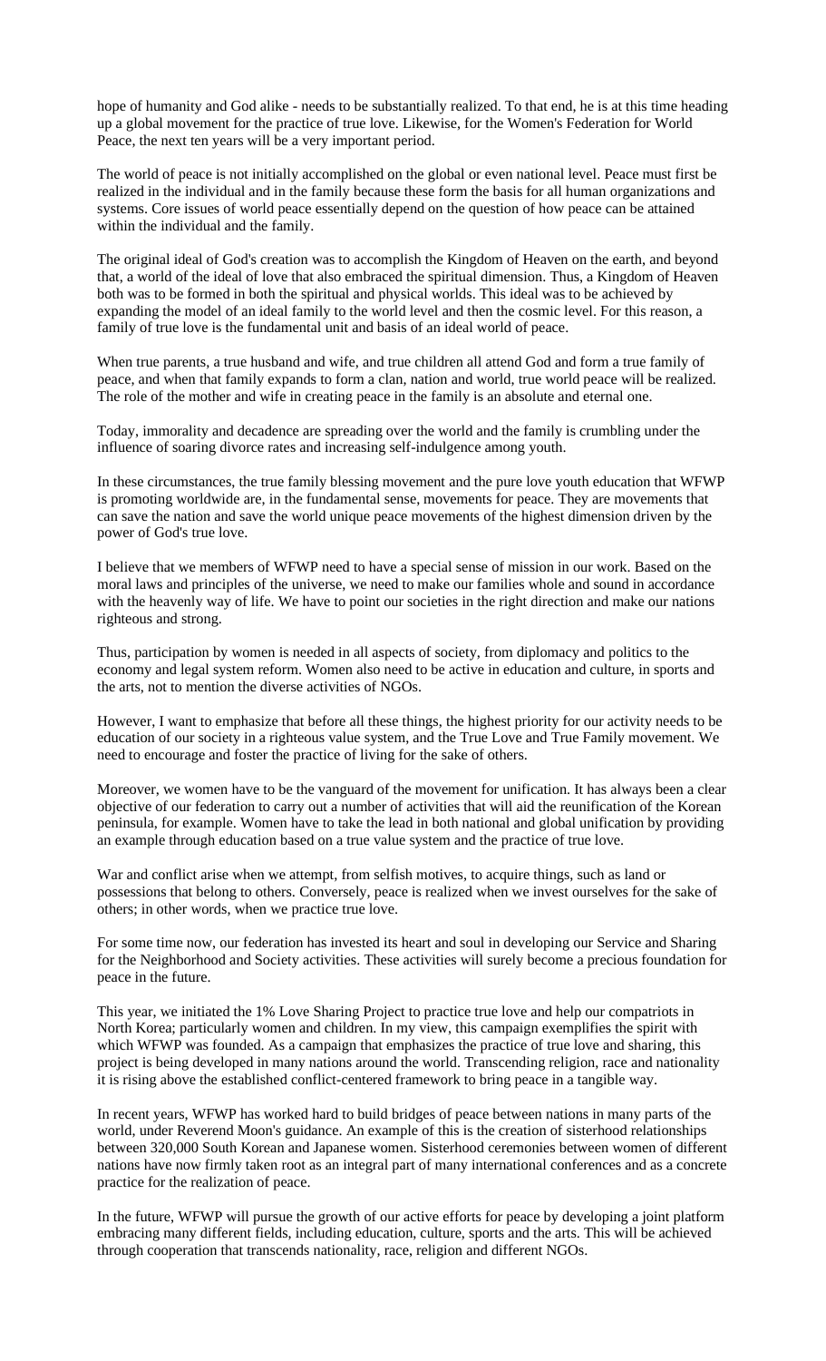hope of humanity and God alike - needs to be substantially realized. To that end, he is at this time heading up a global movement for the practice of true love. Likewise, for the Women's Federation for World Peace, the next ten years will be a very important period.

The world of peace is not initially accomplished on the global or even national level. Peace must first be realized in the individual and in the family because these form the basis for all human organizations and systems. Core issues of world peace essentially depend on the question of how peace can be attained within the individual and the family.

The original ideal of God's creation was to accomplish the Kingdom of Heaven on the earth, and beyond that, a world of the ideal of love that also embraced the spiritual dimension. Thus, a Kingdom of Heaven both was to be formed in both the spiritual and physical worlds. This ideal was to be achieved by expanding the model of an ideal family to the world level and then the cosmic level. For this reason, a family of true love is the fundamental unit and basis of an ideal world of peace.

When true parents, a true husband and wife, and true children all attend God and form a true family of peace, and when that family expands to form a clan, nation and world, true world peace will be realized. The role of the mother and wife in creating peace in the family is an absolute and eternal one.

Today, immorality and decadence are spreading over the world and the family is crumbling under the influence of soaring divorce rates and increasing self-indulgence among youth.

In these circumstances, the true family blessing movement and the pure love youth education that WFWP is promoting worldwide are, in the fundamental sense, movements for peace. They are movements that can save the nation and save the world unique peace movements of the highest dimension driven by the power of God's true love.

I believe that we members of WFWP need to have a special sense of mission in our work. Based on the moral laws and principles of the universe, we need to make our families whole and sound in accordance with the heavenly way of life. We have to point our societies in the right direction and make our nations righteous and strong.

Thus, participation by women is needed in all aspects of society, from diplomacy and politics to the economy and legal system reform. Women also need to be active in education and culture, in sports and the arts, not to mention the diverse activities of NGOs.

However, I want to emphasize that before all these things, the highest priority for our activity needs to be education of our society in a righteous value system, and the True Love and True Family movement. We need to encourage and foster the practice of living for the sake of others.

Moreover, we women have to be the vanguard of the movement for unification. It has always been a clear objective of our federation to carry out a number of activities that will aid the reunification of the Korean peninsula, for example. Women have to take the lead in both national and global unification by providing an example through education based on a true value system and the practice of true love.

War and conflict arise when we attempt, from selfish motives, to acquire things, such as land or possessions that belong to others. Conversely, peace is realized when we invest ourselves for the sake of others; in other words, when we practice true love.

For some time now, our federation has invested its heart and soul in developing our Service and Sharing for the Neighborhood and Society activities. These activities will surely become a precious foundation for peace in the future.

This year, we initiated the 1% Love Sharing Project to practice true love and help our compatriots in North Korea; particularly women and children. In my view, this campaign exemplifies the spirit with which WFWP was founded. As a campaign that emphasizes the practice of true love and sharing, this project is being developed in many nations around the world. Transcending religion, race and nationality it is rising above the established conflict-centered framework to bring peace in a tangible way.

In recent years, WFWP has worked hard to build bridges of peace between nations in many parts of the world, under Reverend Moon's guidance. An example of this is the creation of sisterhood relationships between 320,000 South Korean and Japanese women. Sisterhood ceremonies between women of different nations have now firmly taken root as an integral part of many international conferences and as a concrete practice for the realization of peace.

In the future, WFWP will pursue the growth of our active efforts for peace by developing a joint platform embracing many different fields, including education, culture, sports and the arts. This will be achieved through cooperation that transcends nationality, race, religion and different NGOs.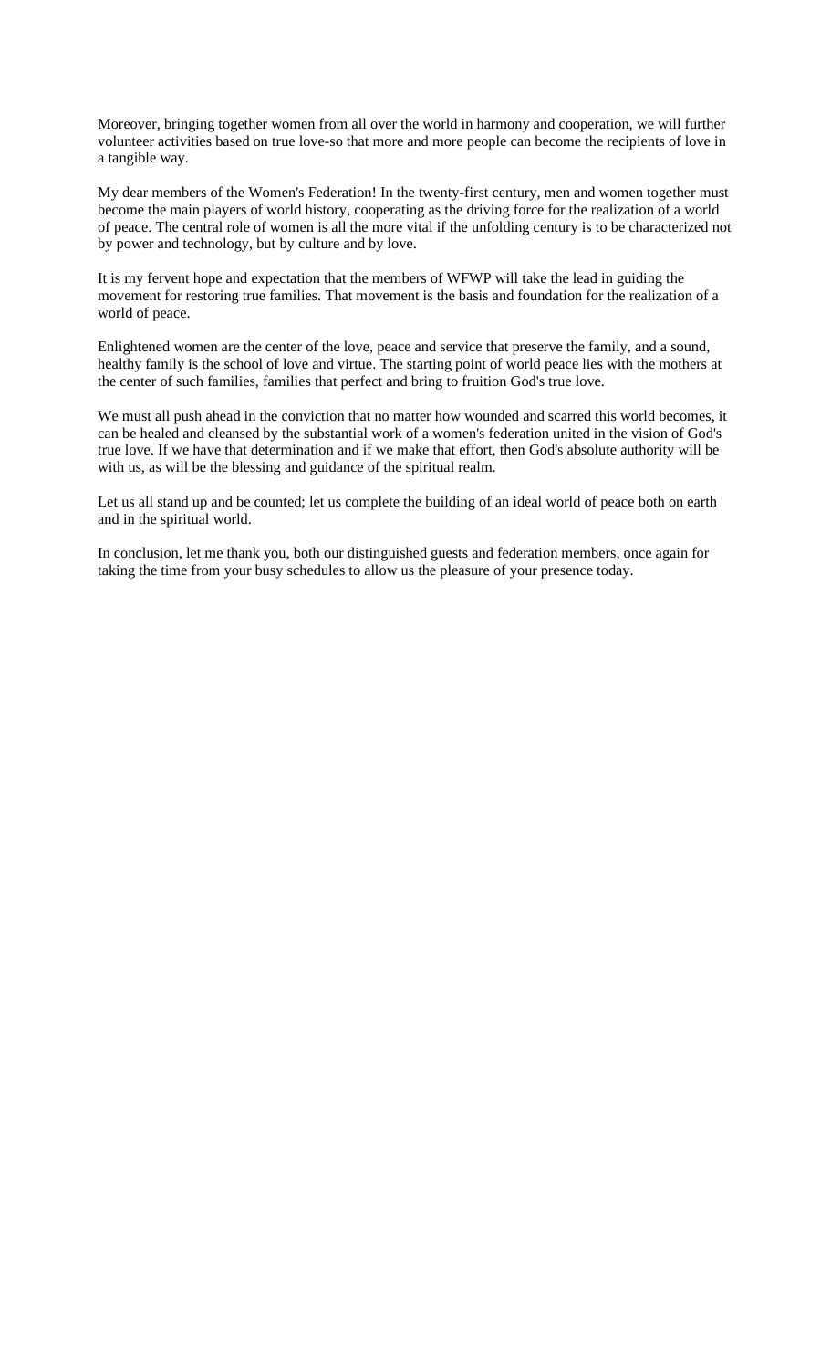Moreover, bringing together women from all over the world in harmony and cooperation, we will further volunteer activities based on true love-so that more and more people can become the recipients of love in a tangible way.

My dear members of the Women's Federation! In the twenty-first century, men and women together must become the main players of world history, cooperating as the driving force for the realization of a world of peace. The central role of women is all the more vital if the unfolding century is to be characterized not by power and technology, but by culture and by love.

It is my fervent hope and expectation that the members of WFWP will take the lead in guiding the movement for restoring true families. That movement is the basis and foundation for the realization of a world of peace.

Enlightened women are the center of the love, peace and service that preserve the family, and a sound, healthy family is the school of love and virtue. The starting point of world peace lies with the mothers at the center of such families, families that perfect and bring to fruition God's true love.

We must all push ahead in the conviction that no matter how wounded and scarred this world becomes, it can be healed and cleansed by the substantial work of a women's federation united in the vision of God's true love. If we have that determination and if we make that effort, then God's absolute authority will be with us, as will be the blessing and guidance of the spiritual realm.

Let us all stand up and be counted; let us complete the building of an ideal world of peace both on earth and in the spiritual world.

In conclusion, let me thank you, both our distinguished guests and federation members, once again for taking the time from your busy schedules to allow us the pleasure of your presence today.